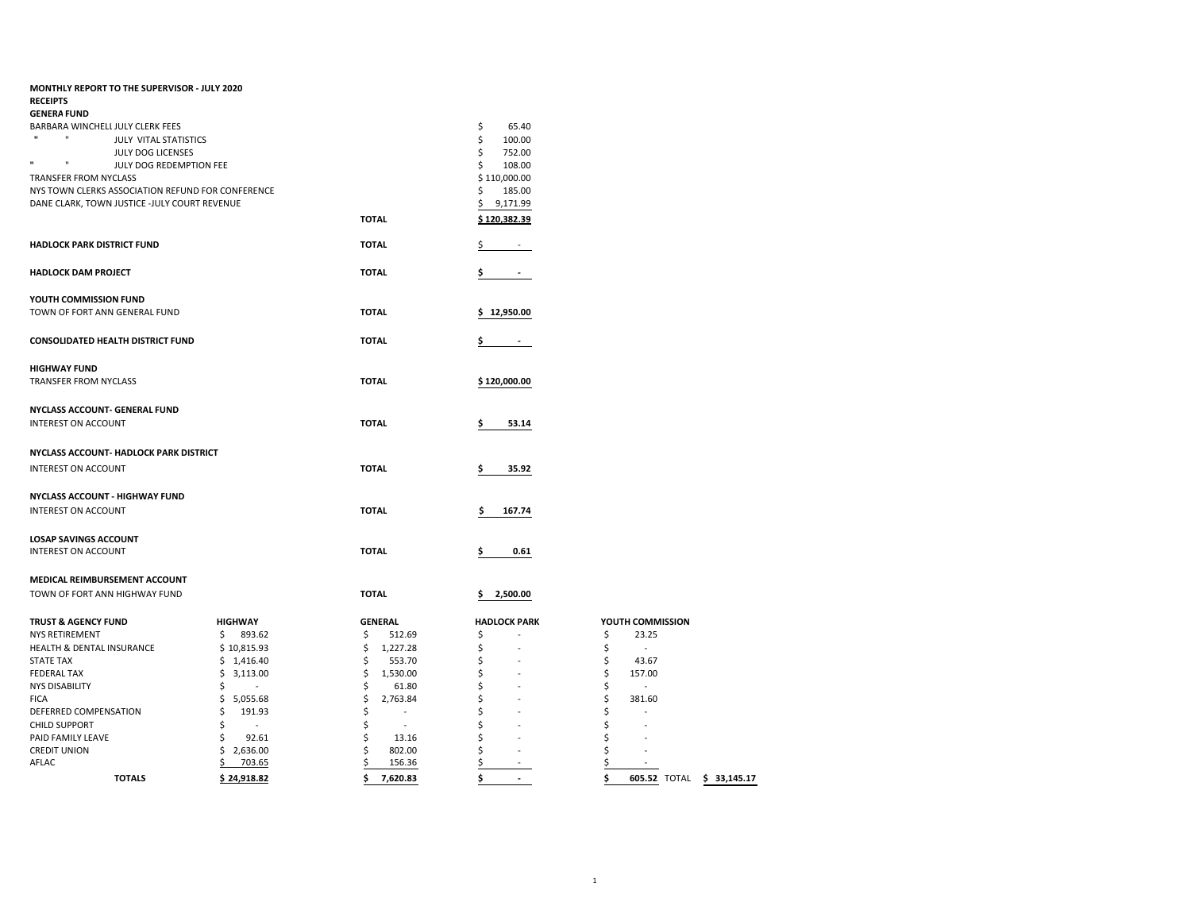**MONTHLY REPORT TO THE SUPERVISOR - JULY 2020**
**RECEIPTS**
**GENERA FUND**

| | | |
|---|---|---|
| BARBARA WINCHELL JULY CLERK FEES | | $ 65.40 |
| " " JULY VITAL STATISTICS | | $ 100.00 |
| JULY DOG LICENSES | | $ 752.00 |
| " " JULY DOG REDEMPTION FEE | | $ 108.00 |
| TRANSFER FROM NYCLASS | | $ 110,000.00 |
| NYS TOWN CLERKS ASSOCIATION REFUND FOR CONFERENCE | | $ 185.00 |
| DANE CLARK, TOWN JUSTICE -JULY COURT REVENUE | | $ 9,171.99 |
| | **TOTAL** | **$ 120,382.39** |

| | | |
|---|---|---|
| **HADLOCK PARK DISTRICT FUND** | **TOTAL** | $ - |
| **HADLOCK DAM PROJECT** | **TOTAL** | **$ -** |
| **YOUTH COMMISSION FUND** | | |
| TOWN OF FORT ANN GENERAL FUND | **TOTAL** | **$ 12,950.00** |
| **CONSOLIDATED HEALTH DISTRICT FUND** | **TOTAL** | **$ -** |
| **HIGHWAY FUND** | | |
| TRANSFER FROM NYCLASS | **TOTAL** | **$ 120,000.00** |
| **NYCLASS ACCOUNT- GENERAL FUND** | | |
| INTEREST ON ACCOUNT | **TOTAL** | **$ 53.14** |
| **NYCLASS ACCOUNT- HADLOCK PARK DISTRICT** | | |
| INTEREST ON ACCOUNT | **TOTAL** | **$ 35.92** |
| **NYCLASS ACCOUNT - HIGHWAY FUND** | | |
| INTEREST ON ACCOUNT | **TOTAL** | **$ 167.74** |
| **LOSAP SAVINGS ACCOUNT** | | |
| INTEREST ON ACCOUNT | **TOTAL** | **$ 0.61** |
| **MEDICAL REIMBURSEMENT ACCOUNT** | | |
| TOWN OF FORT ANN HIGHWAY FUND | **TOTAL** | **$ 2,500.00** |

| **TRUST & AGENCY FUND** | **HIGHWAY** | **GENERAL** | **HADLOCK PARK** | **YOUTH COMMISSION** | | |
|---|---|---|---|---|---|---|
| NYS RETIREMENT | $ 893.62 | $ 512.69 | $ - | $ 23.25 | | |
| HEALTH & DENTAL INSURANCE | $ 10,815.93 | $ 1,227.28 | $ - | $ - | | |
| STATE TAX | $ 1,416.40 | $ 553.70 | $ - | $ 43.67 | | |
| FEDERAL TAX | $ 3,113.00 | $ 1,530.00 | $ - | $ 157.00 | | |
| NYS DISABILITY | $ - | $ 61.80 | $ - | $ - | | |
| FICA | $ 5,055.68 | $ 2,763.84 | $ - | $ 381.60 | | |
| DEFERRED COMPENSATION | $ 191.93 | $ - | $ - | $ - | | |
| CHILD SUPPORT | $ - | $ - | $ - | $ - | | |
| PAID FAMILY LEAVE | $ 92.61 | $ 13.16 | $ - | $ - | | |
| CREDIT UNION | $ 2,636.00 | $ 802.00 | $ - | $ - | | |
| AFLAC | $ 703.65 | $ 156.36 | $ - | $ - | | |
| **TOTALS** | **$ 24,918.82** | **$ 7,620.83** | **$ -** | **$ 605.52** | TOTAL | **$ 33,145.17** |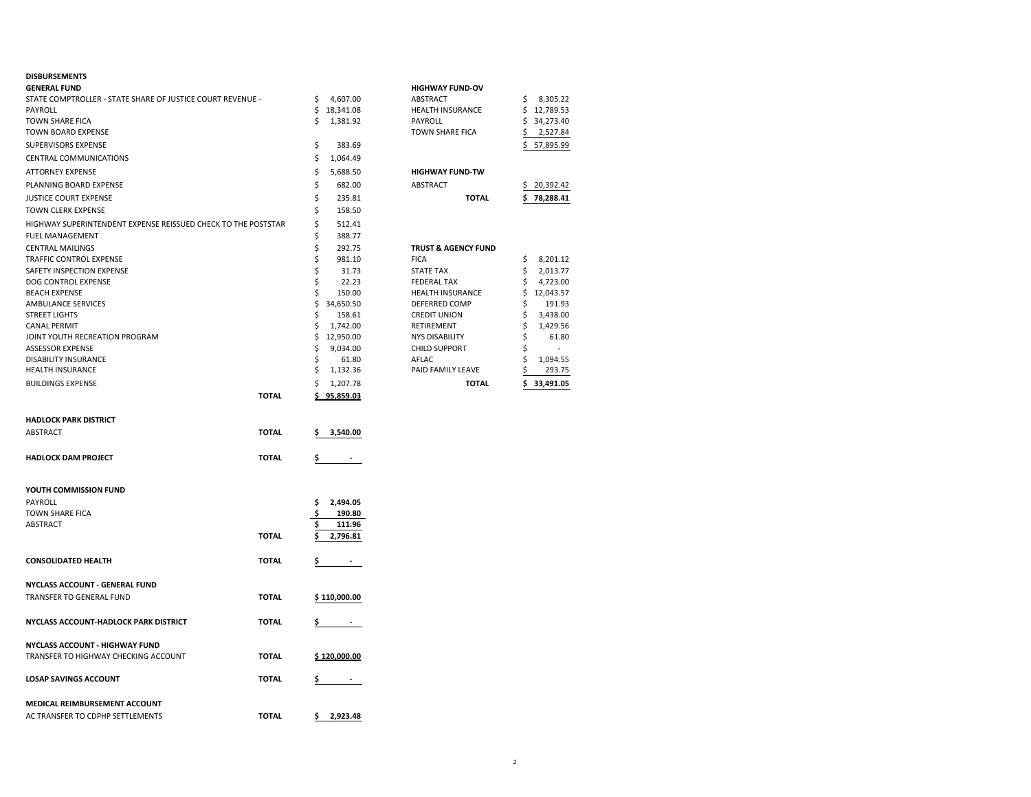**DISBURSEMENTS**

**GENERAL FUND**

| | | |
|---|---|---|
| STATE COMPTROLLER - STATE SHARE OF JUSTICE COURT REVENUE - | | $ 4,607.00 |
| PAYROLL | | $ 18,341.08 |
| TOWN SHARE FICA | | $ 1,381.92 |
| TOWN BOARD EXPENSE | | |
| SUPERVISORS EXPENSE | | $ 383.69 |
| CENTRAL COMMUNICATIONS | | $ 1,064.49 |
| ATTORNEY EXPENSE | | $ 5,688.50 |
| PLANNING BOARD EXPENSE | | $ 682.00 |
| JUSTICE COURT EXPENSE | | $ 235.81 |
| TOWN CLERK EXPENSE | | $ 158.50 |
| HIGHWAY SUPERINTENDENT EXPENSE REISSUED CHECK TO THE POSTSTAR | | $ 512.41 |
| FUEL MANAGEMENT | | $ 388.77 |
| CENTRAL MAILINGS | | $ 292.75 |
| TRAFFIC CONTROL EXPENSE | | $ 981.10 |
| SAFETY INSPECTION EXPENSE | | $ 31.73 |
| DOG CONTROL EXPENSE | | $ 22.23 |
| BEACH EXPENSE | | $ 150.00 |
| AMBULANCE SERVICES | | $ 34,650.50 |
| STREET LIGHTS | | $ 158.61 |
| CANAL PERMIT | | $ 1,742.00 |
| JOINT YOUTH RECREATION PROGRAM | | $ 12,950.00 |
| ASSESSOR EXPENSE | | $ 9,034.00 |
| DISABILITY INSURANCE | | $ 61.80 |
| HEALTH INSURANCE | | $ 1,132.36 |
| BUILDINGS EXPENSE | | $ 1,207.78 |
| | **TOTAL** | $ 95,859.03 |

**HADLOCK PARK DISTRICT**

| | | |
|---|---|---|
| ABSTRACT | **TOTAL** | **$ 3,540.00** |

| | | |
|---|---|---|
| **HADLOCK DAM PROJECT** | **TOTAL** | **$ -** |

**YOUTH COMMISSION FUND**

| | | |
|---|---|---|
| PAYROLL | | **$ 2,494.05** |
| TOWN SHARE FICA | | **$ 190.80** |
| ABSTRACT | | **$ 111.96** |
| | **TOTAL** | **$ 2,796.81** |

| | | |
|---|---|---|
| **CONSOLIDATED HEALTH** | **TOTAL** | **$ -** |

**NYCLASS ACCOUNT - GENERAL FUND**

| | | |
|---|---|---|
| TRANSFER TO GENERAL FUND | **TOTAL** | **$ 110,000.00** |

| | | |
|---|---|---|
| **NYCLASS ACCOUNT-HADLOCK PARK DISTRICT** | **TOTAL** | **$ -** |

**NYCLASS ACCOUNT - HIGHWAY FUND**

| | | |
|---|---|---|
| TRANSFER TO HIGHWAY CHECKING ACCOUNT | **TOTAL** | **$ 120,000.00** |

| | | |
|---|---|---|
| **LOSAP SAVINGS ACCOUNT** | **TOTAL** | **$ -** |

**MEDICAL REIMBURSEMENT ACCOUNT**

| | | |
|---|---|---|
| AC TRANSFER TO CDPHP SETTLEMENTS | **TOTAL** | **$ 2,923.48** |

**HIGHWAY FUND-OV**

| | |
|---|---|
| ABSTRACT | $ 8,305.22 |
| HEALTH INSURANCE | $ 12,789.53 |
| PAYROLL | $ 34,273.40 |
| TOWN SHARE FICA | $ 2,527.84 |
| | $ 57,895.99 |

**HIGHWAY FUND-TW**

| | |
|---|---|
| ABSTRACT | $ 20,392.42 |
| **TOTAL** | **$ 78,288.41** |

**TRUST & AGENCY FUND**

| | |
|---|---|
| FICA | $ 8,201.12 |
| STATE TAX | $ 2,013.77 |
| FEDERAL TAX | $ 4,723.00 |
| HEALTH INSURANCE | $ 12,043.57 |
| DEFERRED COMP | $ 191.93 |
| CREDIT UNION | $ 3,438.00 |
| RETIREMENT | $ 1,429.56 |
| NYS DISABILITY | $ 61.80 |
| CHILD SUPPORT | $ - |
| AFLAC | $ 1,094.55 |
| PAID FAMILY LEAVE | $ 293.75 |
| **TOTAL** | **$ 33,491.05** |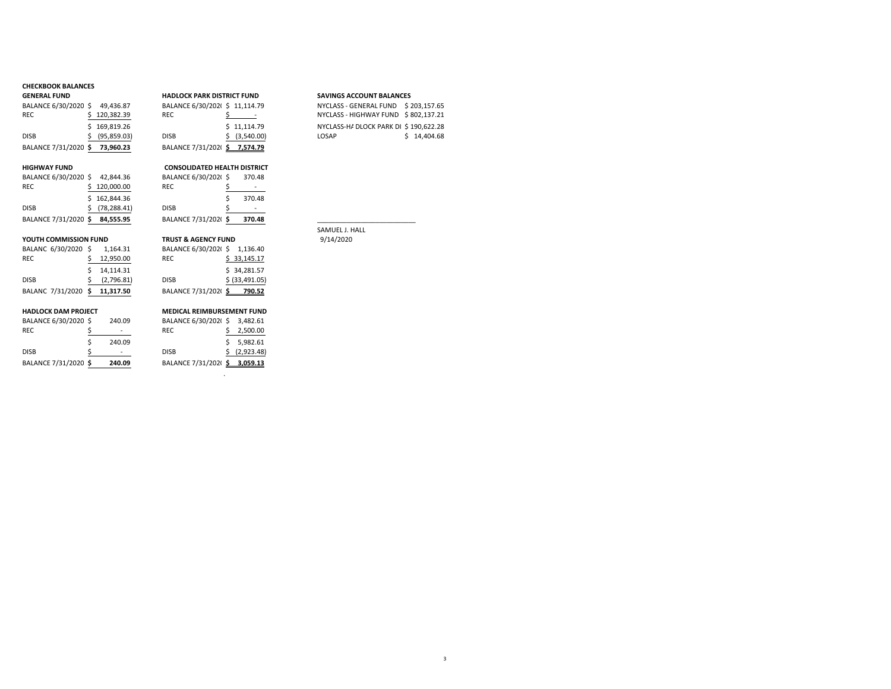**CHECKBOOK BALANCES**

**GENERAL FUND**

| | |
|---|---|
| BALANCE 6/30/2020 | $ 49,436.87 |
| REC | $ 120,382.39 |
| | $ 169,819.26 |
| DISB | $ (95,859.03) |
| BALANCE 7/31/2020 | **$ 73,960.23** |

**HIGHWAY FUND**

| | |
|---|---|
| BALANCE 6/30/2020 | $ 42,844.36 |
| REC | $ 120,000.00 |
| | $ 162,844.36 |
| DISB | $ (78,288.41) |
| BALANCE 7/31/2020 | **$ 84,555.95** |

**YOUTH COMMISSION FUND**

| | |
|---|---|
| BALANC 6/30/2020 | $ 1,164.31 |
| REC | $ 12,950.00 |
| | $ 14,114.31 |
| DISB | $ (2,796.81) |
| BALANC 7/31/2020 | **$ 11,317.50** |

**HADLOCK DAM PROJECT**

| | |
|---|---|
| BALANCE 6/30/2020 | $ 240.09 |
| REC | $ - |
| | $ 240.09 |
| DISB | $ - |
| BALANCE 7/31/2020 | **$ 240.09** |

**HADLOCK PARK DISTRICT FUND**

| | |
|---|---|
| BALANCE 6/30/202( | $ 11,114.79 |
| REC | $ - |
| | $ 11,114.79 |
| DISB | $ (3,540.00) |
| BALANCE 7/31/202( | **$ 7,574.79** |

**CONSOLIDATED HEALTH DISTRICT**

| | |
|---|---|
| BALANCE 6/30/202( | $ 370.48 |
| REC | $ - |
| | $ 370.48 |
| DISB | $ - |
| BALANCE 7/31/202( | **$ 370.48** |

**TRUST & AGENCY FUND**

| | |
|---|---|
| BALANCE 6/30/202( | $ 1,136.40 |
| REC | $ 33,145.17 |
| | $ 34,281.57 |
| DISB | $ (33,491.05) |
| BALANCE 7/31/202( | **$ 790.52** |

**MEDICAL REIMBURSEMENT FUND**

| | |
|---|---|
| BALANCE 6/30/202( | $ 3,482.61 |
| REC | $ 2,500.00 |
| | $ 5,982.61 |
| DISB | $ (2,923.48) |
| BALANCE 7/31/202( | **$ 3,059.13** |

**SAVINGS ACCOUNT BALANCES**

| | |
|---|---|
| NYCLASS - GENERAL FUND | $ 203,157.65 |
| NYCLASS - HIGHWAY FUND | $ 802,137.21 |
| NYCLASS-HA DLOCK PARK DI | $ 190,622.28 |
| LOSAP | $ 14,404.68 |

___________________________

SAMUEL J. HALL

9/14/2020